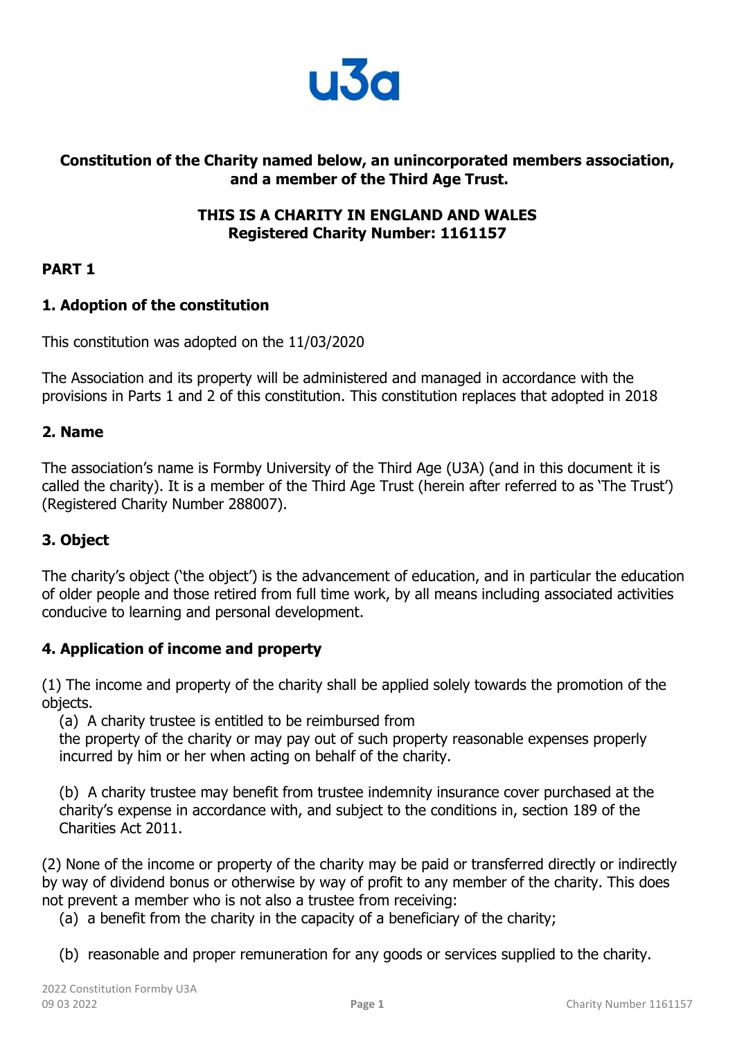u3a

**Constitution of the Charity named below, an unincorporated members association, and a member of the Third Age Trust.**

**THIS IS A CHARITY IN ENGLAND AND WALES**
**Registered Charity Number: 1161157**

## PART 1

### 1. Adoption of the constitution

This constitution was adopted on the 11/03/2020

The Association and its property will be administered and managed in accordance with the provisions in Parts 1 and 2 of this constitution. This constitution replaces that adopted in 2018

### 2. Name

The association's name is Formby University of the Third Age (U3A) (and in this document it is called the charity). It is a member of the Third Age Trust (herein after referred to as 'The Trust') (Registered Charity Number 288007).

### 3. Object

The charity's object ('the object') is the advancement of education, and in particular the education of older people and those retired from full time work, by all means including associated activities conducive to learning and personal development.

### 4. Application of income and property

(1) The income and property of the charity shall be applied solely towards the promotion of the objects.

(a) A charity trustee is entitled to be reimbursed from the property of the charity or may pay out of such property reasonable expenses properly incurred by him or her when acting on behalf of the charity.

(b) A charity trustee may benefit from trustee indemnity insurance cover purchased at the charity's expense in accordance with, and subject to the conditions in, section 189 of the Charities Act 2011.

(2) None of the income or property of the charity may be paid or transferred directly or indirectly by way of dividend bonus or otherwise by way of profit to any member of the charity. This does not prevent a member who is not also a trustee from receiving:

(a) a benefit from the charity in the capacity of a beneficiary of the charity;

(b) reasonable and proper remuneration for any goods or services supplied to the charity.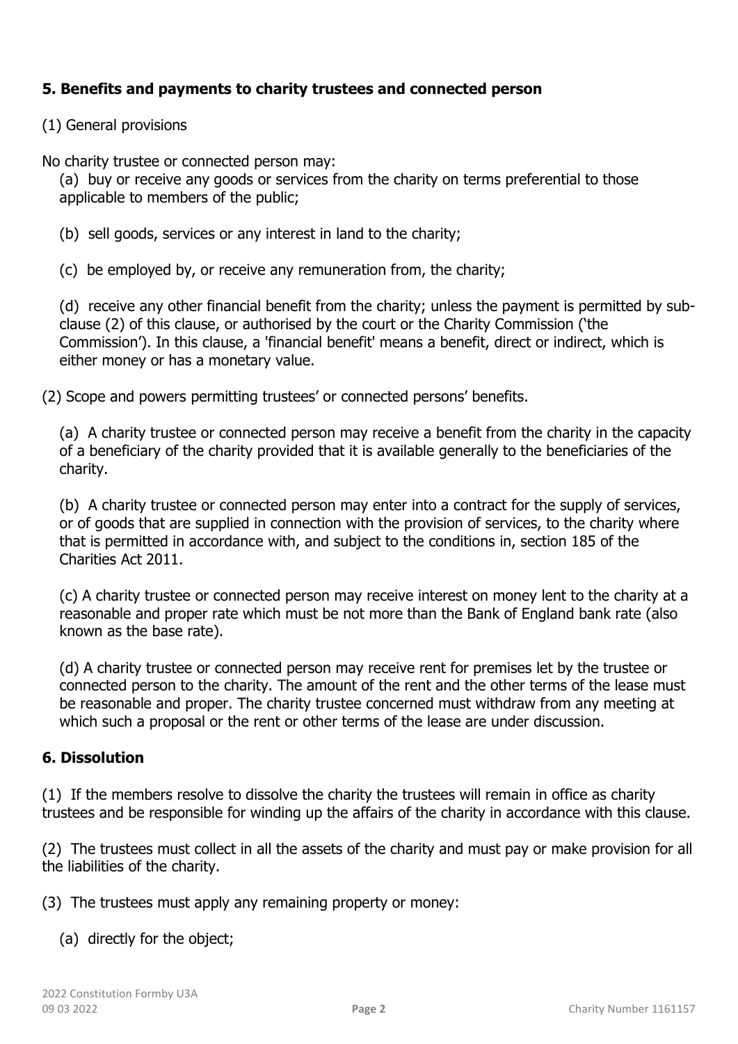## 5. Benefits and payments to charity trustees and connected person

(1) General provisions

No charity trustee or connected person may:

(a) buy or receive any goods or services from the charity on terms preferential to those applicable to members of the public;

(b) sell goods, services or any interest in land to the charity;

(c) be employed by, or receive any remuneration from, the charity;

(d) receive any other financial benefit from the charity; unless the payment is permitted by sub-clause (2) of this clause, or authorised by the court or the Charity Commission ('the Commission'). In this clause, a 'financial benefit' means a benefit, direct or indirect, which is either money or has a monetary value.

(2) Scope and powers permitting trustees' or connected persons' benefits.

(a) A charity trustee or connected person may receive a benefit from the charity in the capacity of a beneficiary of the charity provided that it is available generally to the beneficiaries of the charity.

(b) A charity trustee or connected person may enter into a contract for the supply of services, or of goods that are supplied in connection with the provision of services, to the charity where that is permitted in accordance with, and subject to the conditions in, section 185 of the Charities Act 2011.

(c) A charity trustee or connected person may receive interest on money lent to the charity at a reasonable and proper rate which must be not more than the Bank of England bank rate (also known as the base rate).

(d) A charity trustee or connected person may receive rent for premises let by the trustee or connected person to the charity. The amount of the rent and the other terms of the lease must be reasonable and proper. The charity trustee concerned must withdraw from any meeting at which such a proposal or the rent or other terms of the lease are under discussion.

## 6. Dissolution

(1) If the members resolve to dissolve the charity the trustees will remain in office as charity trustees and be responsible for winding up the affairs of the charity in accordance with this clause.

(2) The trustees must collect in all the assets of the charity and must pay or make provision for all the liabilities of the charity.

(3) The trustees must apply any remaining property or money:

(a) directly for the object;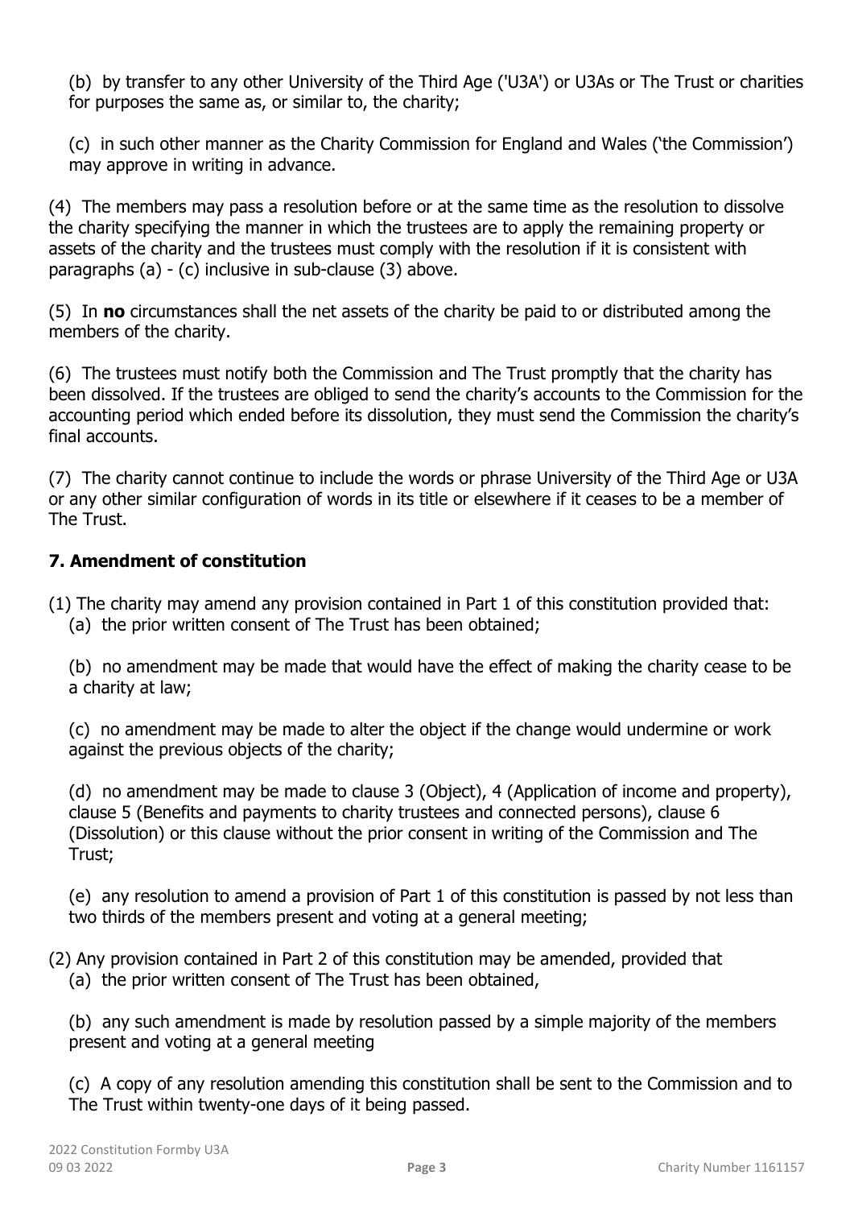(b) by transfer to any other University of the Third Age ('U3A') or U3As or The Trust or charities for purposes the same as, or similar to, the charity;

(c) in such other manner as the Charity Commission for England and Wales ('the Commission') may approve in writing in advance.

(4) The members may pass a resolution before or at the same time as the resolution to dissolve the charity specifying the manner in which the trustees are to apply the remaining property or assets of the charity and the trustees must comply with the resolution if it is consistent with paragraphs (a) - (c) inclusive in sub-clause (3) above.

(5) In **no** circumstances shall the net assets of the charity be paid to or distributed among the members of the charity.

(6) The trustees must notify both the Commission and The Trust promptly that the charity has been dissolved. If the trustees are obliged to send the charity's accounts to the Commission for the accounting period which ended before its dissolution, they must send the Commission the charity's final accounts.

(7) The charity cannot continue to include the words or phrase University of the Third Age or U3A or any other similar configuration of words in its title or elsewhere if it ceases to be a member of The Trust.

### 7. Amendment of constitution

(1) The charity may amend any provision contained in Part 1 of this constitution provided that:

(a) the prior written consent of The Trust has been obtained;

(b) no amendment may be made that would have the effect of making the charity cease to be a charity at law;

(c) no amendment may be made to alter the object if the change would undermine or work against the previous objects of the charity;

(d) no amendment may be made to clause 3 (Object), 4 (Application of income and property), clause 5 (Benefits and payments to charity trustees and connected persons), clause 6 (Dissolution) or this clause without the prior consent in writing of the Commission and The Trust;

(e) any resolution to amend a provision of Part 1 of this constitution is passed by not less than two thirds of the members present and voting at a general meeting;

(2) Any provision contained in Part 2 of this constitution may be amended, provided that

(a) the prior written consent of The Trust has been obtained,

(b) any such amendment is made by resolution passed by a simple majority of the members present and voting at a general meeting

(c) A copy of any resolution amending this constitution shall be sent to the Commission and to The Trust within twenty-one days of it being passed.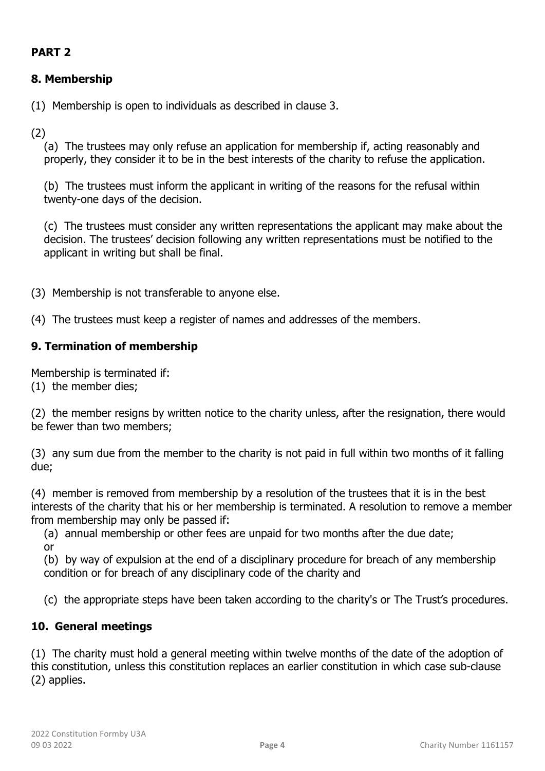## PART 2

### 8. Membership

(1) Membership is open to individuals as described in clause 3.

(2)

(a) The trustees may only refuse an application for membership if, acting reasonably and properly, they consider it to be in the best interests of the charity to refuse the application.

(b) The trustees must inform the applicant in writing of the reasons for the refusal within twenty-one days of the decision.

(c) The trustees must consider any written representations the applicant may make about the decision. The trustees' decision following any written representations must be notified to the applicant in writing but shall be final.

(3) Membership is not transferable to anyone else.

(4) The trustees must keep a register of names and addresses of the members.

### 9. Termination of membership

Membership is terminated if:

(1) the member dies;

(2) the member resigns by written notice to the charity unless, after the resignation, there would be fewer than two members;

(3) any sum due from the member to the charity is not paid in full within two months of it falling due;

(4) member is removed from membership by a resolution of the trustees that it is in the best interests of the charity that his or her membership is terminated. A resolution to remove a member from membership may only be passed if:

(a) annual membership or other fees are unpaid for two months after the due date; or

(b) by way of expulsion at the end of a disciplinary procedure for breach of any membership condition or for breach of any disciplinary code of the charity and

(c) the appropriate steps have been taken according to the charity's or The Trust's procedures.

### 10. General meetings

(1) The charity must hold a general meeting within twelve months of the date of the adoption of this constitution, unless this constitution replaces an earlier constitution in which case sub-clause (2) applies.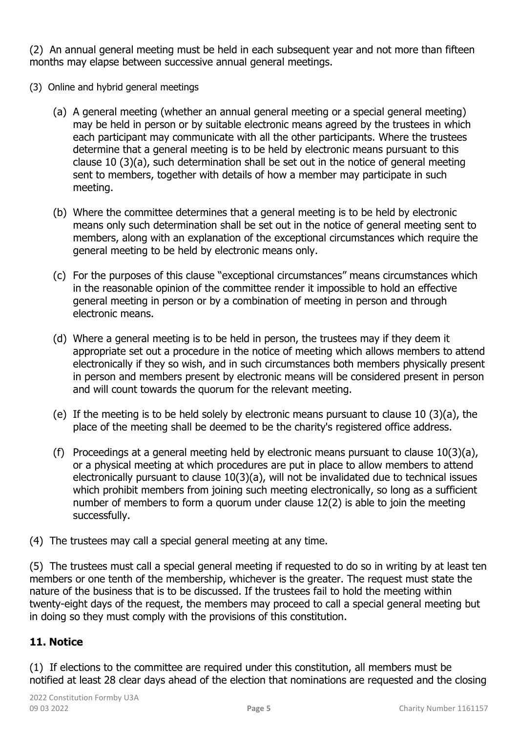(2) An annual general meeting must be held in each subsequent year and not more than fifteen months may elapse between successive annual general meetings.

(3) Online and hybrid general meetings

(a) A general meeting (whether an annual general meeting or a special general meeting) may be held in person or by suitable electronic means agreed by the trustees in which each participant may communicate with all the other participants. Where the trustees determine that a general meeting is to be held by electronic means pursuant to this clause 10 (3)(a), such determination shall be set out in the notice of general meeting sent to members, together with details of how a member may participate in such meeting.

(b) Where the committee determines that a general meeting is to be held by electronic means only such determination shall be set out in the notice of general meeting sent to members, along with an explanation of the exceptional circumstances which require the general meeting to be held by electronic means only.

(c) For the purposes of this clause "exceptional circumstances" means circumstances which in the reasonable opinion of the committee render it impossible to hold an effective general meeting in person or by a combination of meeting in person and through electronic means.

(d) Where a general meeting is to be held in person, the trustees may if they deem it appropriate set out a procedure in the notice of meeting which allows members to attend electronically if they so wish, and in such circumstances both members physically present in person and members present by electronic means will be considered present in person and will count towards the quorum for the relevant meeting.

(e) If the meeting is to be held solely by electronic means pursuant to clause 10 (3)(a), the place of the meeting shall be deemed to be the charity's registered office address.

(f) Proceedings at a general meeting held by electronic means pursuant to clause 10(3)(a), or a physical meeting at which procedures are put in place to allow members to attend electronically pursuant to clause 10(3)(a), will not be invalidated due to technical issues which prohibit members from joining such meeting electronically, so long as a sufficient number of members to form a quorum under clause 12(2) is able to join the meeting successfully.

(4) The trustees may call a special general meeting at any time.

(5) The trustees must call a special general meeting if requested to do so in writing by at least ten members or one tenth of the membership, whichever is the greater. The request must state the nature of the business that is to be discussed. If the trustees fail to hold the meeting within twenty-eight days of the request, the members may proceed to call a special general meeting but in doing so they must comply with the provisions of this constitution.

## 11. Notice

(1) If elections to the committee are required under this constitution, all members must be notified at least 28 clear days ahead of the election that nominations are requested and the closing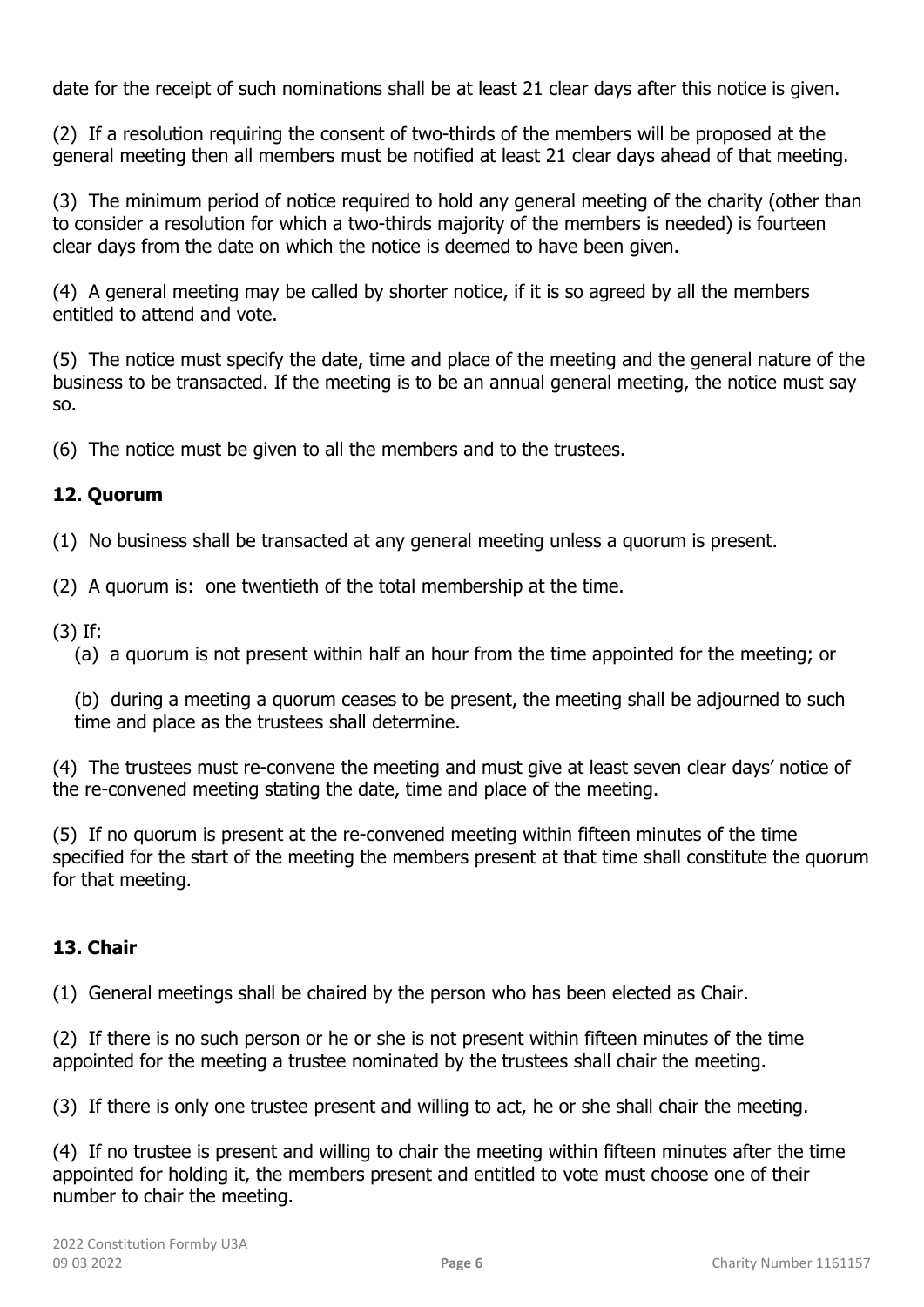date for the receipt of such nominations shall be at least 21 clear days after this notice is given.

(2) If a resolution requiring the consent of two-thirds of the members will be proposed at the general meeting then all members must be notified at least 21 clear days ahead of that meeting.

(3) The minimum period of notice required to hold any general meeting of the charity (other than to consider a resolution for which a two-thirds majority of the members is needed) is fourteen clear days from the date on which the notice is deemed to have been given.

(4) A general meeting may be called by shorter notice, if it is so agreed by all the members entitled to attend and vote.

(5) The notice must specify the date, time and place of the meeting and the general nature of the business to be transacted. If the meeting is to be an annual general meeting, the notice must say so.

(6) The notice must be given to all the members and to the trustees.

## 12. Quorum

(1) No business shall be transacted at any general meeting unless a quorum is present.

(2) A quorum is: one twentieth of the total membership at the time.

(3) If:

(a) a quorum is not present within half an hour from the time appointed for the meeting; or

(b) during a meeting a quorum ceases to be present, the meeting shall be adjourned to such time and place as the trustees shall determine.

(4) The trustees must re-convene the meeting and must give at least seven clear days' notice of the re-convened meeting stating the date, time and place of the meeting.

(5) If no quorum is present at the re-convened meeting within fifteen minutes of the time specified for the start of the meeting the members present at that time shall constitute the quorum for that meeting.

## 13. Chair

(1) General meetings shall be chaired by the person who has been elected as Chair.

(2) If there is no such person or he or she is not present within fifteen minutes of the time appointed for the meeting a trustee nominated by the trustees shall chair the meeting.

(3) If there is only one trustee present and willing to act, he or she shall chair the meeting.

(4) If no trustee is present and willing to chair the meeting within fifteen minutes after the time appointed for holding it, the members present and entitled to vote must choose one of their number to chair the meeting.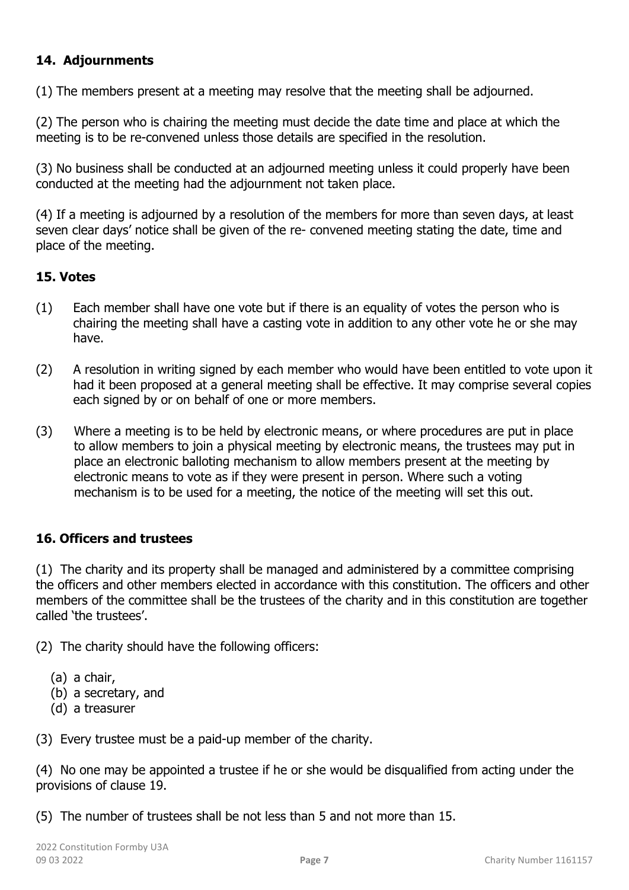### 14. Adjournments

(1) The members present at a meeting may resolve that the meeting shall be adjourned.

(2) The person who is chairing the meeting must decide the date time and place at which the meeting is to be re-convened unless those details are specified in the resolution.

(3) No business shall be conducted at an adjourned meeting unless it could properly have been conducted at the meeting had the adjournment not taken place.

(4) If a meeting is adjourned by a resolution of the members for more than seven days, at least seven clear days' notice shall be given of the re- convened meeting stating the date, time and place of the meeting.

### 15. Votes

(1) Each member shall have one vote but if there is an equality of votes the person who is chairing the meeting shall have a casting vote in addition to any other vote he or she may have.

(2) A resolution in writing signed by each member who would have been entitled to vote upon it had it been proposed at a general meeting shall be effective. It may comprise several copies each signed by or on behalf of one or more members.

(3) Where a meeting is to be held by electronic means, or where procedures are put in place to allow members to join a physical meeting by electronic means, the trustees may put in place an electronic balloting mechanism to allow members present at the meeting by electronic means to vote as if they were present in person. Where such a voting mechanism is to be used for a meeting, the notice of the meeting will set this out.

### 16. Officers and trustees

(1) The charity and its property shall be managed and administered by a committee comprising the officers and other members elected in accordance with this constitution. The officers and other members of the committee shall be the trustees of the charity and in this constitution are together called 'the trustees'.

(2) The charity should have the following officers:

- (a) a chair,
- (b) a secretary, and
- (d) a treasurer

(3) Every trustee must be a paid-up member of the charity.

(4) No one may be appointed a trustee if he or she would be disqualified from acting under the provisions of clause 19.

(5) The number of trustees shall be not less than 5 and not more than 15.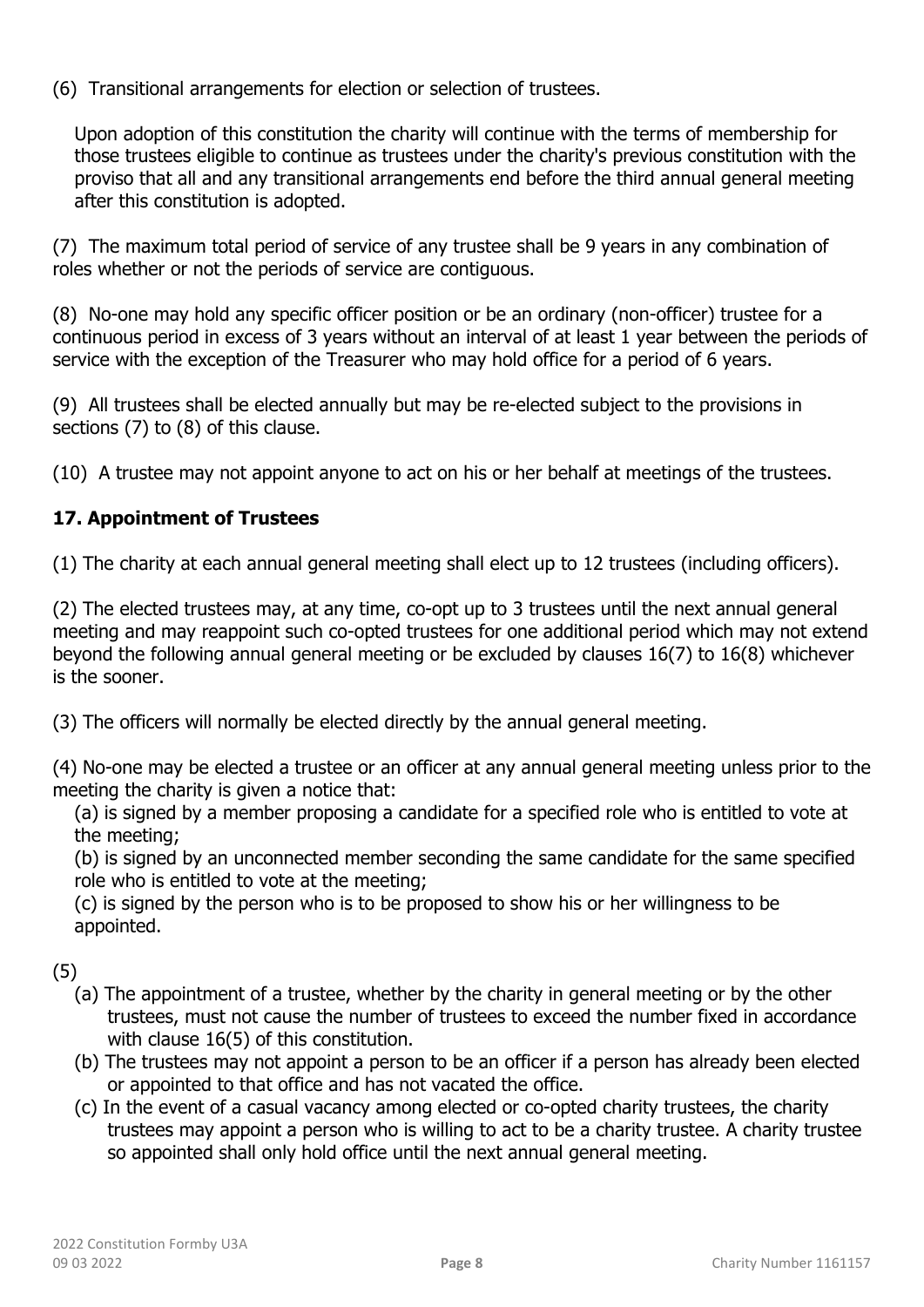(6) Transitional arrangements for election or selection of trustees.

Upon adoption of this constitution the charity will continue with the terms of membership for those trustees eligible to continue as trustees under the charity's previous constitution with the proviso that all and any transitional arrangements end before the third annual general meeting after this constitution is adopted.

(7) The maximum total period of service of any trustee shall be 9 years in any combination of roles whether or not the periods of service are contiguous.

(8) No-one may hold any specific officer position or be an ordinary (non-officer) trustee for a continuous period in excess of 3 years without an interval of at least 1 year between the periods of service with the exception of the Treasurer who may hold office for a period of 6 years.

(9) All trustees shall be elected annually but may be re-elected subject to the provisions in sections (7) to (8) of this clause.

(10) A trustee may not appoint anyone to act on his or her behalf at meetings of the trustees.

### 17. Appointment of Trustees

(1) The charity at each annual general meeting shall elect up to 12 trustees (including officers).

(2) The elected trustees may, at any time, co-opt up to 3 trustees until the next annual general meeting and may reappoint such co-opted trustees for one additional period which may not extend beyond the following annual general meeting or be excluded by clauses 16(7) to 16(8) whichever is the sooner.

(3) The officers will normally be elected directly by the annual general meeting.

(4) No-one may be elected a trustee or an officer at any annual general meeting unless prior to the meeting the charity is given a notice that:

(a) is signed by a member proposing a candidate for a specified role who is entitled to vote at the meeting;

(b) is signed by an unconnected member seconding the same candidate for the same specified role who is entitled to vote at the meeting;

(c) is signed by the person who is to be proposed to show his or her willingness to be appointed.

(5)

(a) The appointment of a trustee, whether by the charity in general meeting or by the other trustees, must not cause the number of trustees to exceed the number fixed in accordance with clause 16(5) of this constitution.

(b) The trustees may not appoint a person to be an officer if a person has already been elected or appointed to that office and has not vacated the office.

(c) In the event of a casual vacancy among elected or co-opted charity trustees, the charity trustees may appoint a person who is willing to act to be a charity trustee. A charity trustee so appointed shall only hold office until the next annual general meeting.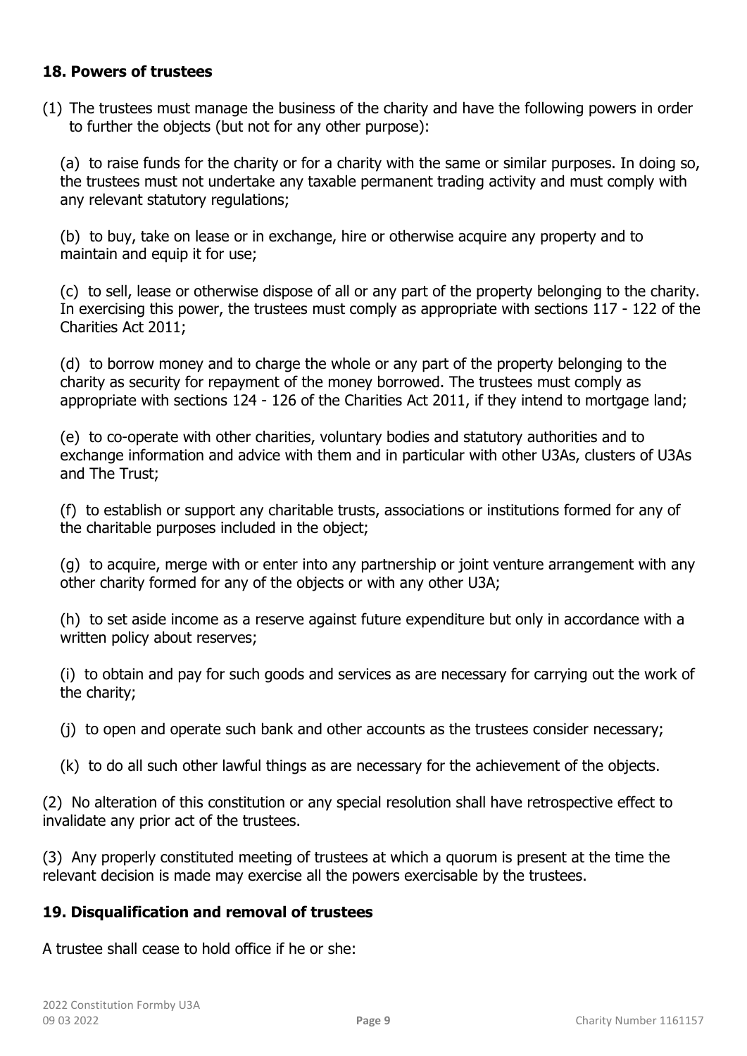### 18. Powers of trustees

(1) The trustees must manage the business of the charity and have the following powers in order to further the objects (but not for any other purpose):

(a) to raise funds for the charity or for a charity with the same or similar purposes. In doing so, the trustees must not undertake any taxable permanent trading activity and must comply with any relevant statutory regulations;

(b) to buy, take on lease or in exchange, hire or otherwise acquire any property and to maintain and equip it for use;

(c) to sell, lease or otherwise dispose of all or any part of the property belonging to the charity. In exercising this power, the trustees must comply as appropriate with sections 117 - 122 of the Charities Act 2011;

(d) to borrow money and to charge the whole or any part of the property belonging to the charity as security for repayment of the money borrowed. The trustees must comply as appropriate with sections 124 - 126 of the Charities Act 2011, if they intend to mortgage land;

(e) to co-operate with other charities, voluntary bodies and statutory authorities and to exchange information and advice with them and in particular with other U3As, clusters of U3As and The Trust;

(f) to establish or support any charitable trusts, associations or institutions formed for any of the charitable purposes included in the object;

(g) to acquire, merge with or enter into any partnership or joint venture arrangement with any other charity formed for any of the objects or with any other U3A;

(h) to set aside income as a reserve against future expenditure but only in accordance with a written policy about reserves;

(i) to obtain and pay for such goods and services as are necessary for carrying out the work of the charity;

(j) to open and operate such bank and other accounts as the trustees consider necessary;

(k) to do all such other lawful things as are necessary for the achievement of the objects.

(2) No alteration of this constitution or any special resolution shall have retrospective effect to invalidate any prior act of the trustees.

(3) Any properly constituted meeting of trustees at which a quorum is present at the time the relevant decision is made may exercise all the powers exercisable by the trustees.

### 19. Disqualification and removal of trustees

A trustee shall cease to hold office if he or she: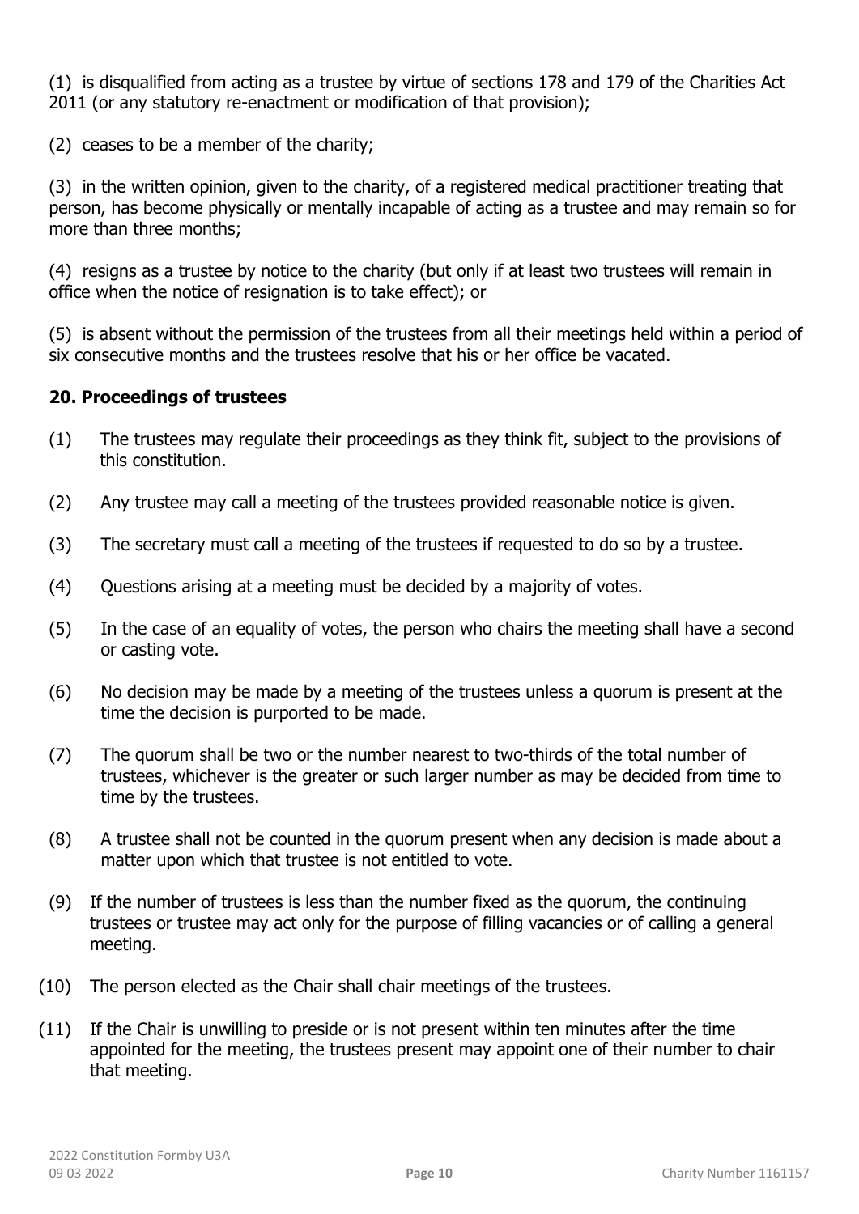(1) is disqualified from acting as a trustee by virtue of sections 178 and 179 of the Charities Act 2011 (or any statutory re-enactment or modification of that provision);

(2) ceases to be a member of the charity;

(3) in the written opinion, given to the charity, of a registered medical practitioner treating that person, has become physically or mentally incapable of acting as a trustee and may remain so for more than three months;

(4) resigns as a trustee by notice to the charity (but only if at least two trustees will remain in office when the notice of resignation is to take effect); or

(5) is absent without the permission of the trustees from all their meetings held within a period of six consecutive months and the trustees resolve that his or her office be vacated.

**20. Proceedings of trustees**

(1) The trustees may regulate their proceedings as they think fit, subject to the provisions of this constitution.

(2) Any trustee may call a meeting of the trustees provided reasonable notice is given.

(3) The secretary must call a meeting of the trustees if requested to do so by a trustee.

(4) Questions arising at a meeting must be decided by a majority of votes.

(5) In the case of an equality of votes, the person who chairs the meeting shall have a second or casting vote.

(6) No decision may be made by a meeting of the trustees unless a quorum is present at the time the decision is purported to be made.

(7) The quorum shall be two or the number nearest to two-thirds of the total number of trustees, whichever is the greater or such larger number as may be decided from time to time by the trustees.

(8) A trustee shall not be counted in the quorum present when any decision is made about a matter upon which that trustee is not entitled to vote.

(9) If the number of trustees is less than the number fixed as the quorum, the continuing trustees or trustee may act only for the purpose of filling vacancies or of calling a general meeting.

(10) The person elected as the Chair shall chair meetings of the trustees.

(11) If the Chair is unwilling to preside or is not present within ten minutes after the time appointed for the meeting, the trustees present may appoint one of their number to chair that meeting.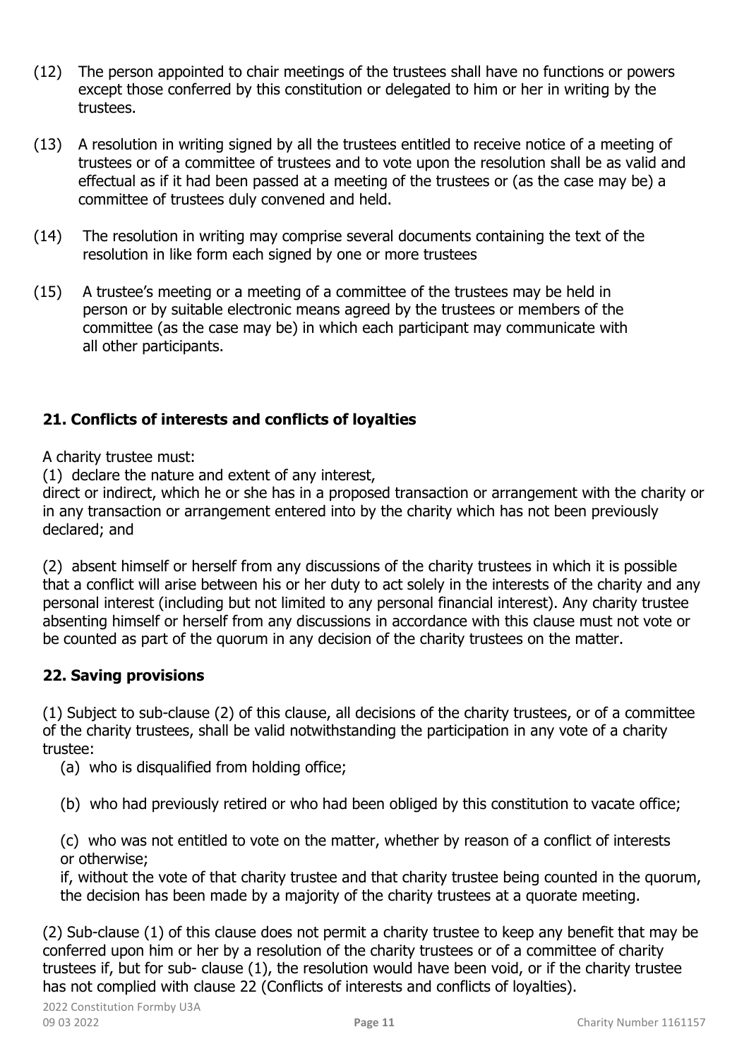(12) The person appointed to chair meetings of the trustees shall have no functions or powers except those conferred by this constitution or delegated to him or her in writing by the trustees.

(13) A resolution in writing signed by all the trustees entitled to receive notice of a meeting of trustees or of a committee of trustees and to vote upon the resolution shall be as valid and effectual as if it had been passed at a meeting of the trustees or (as the case may be) a committee of trustees duly convened and held.

(14) The resolution in writing may comprise several documents containing the text of the resolution in like form each signed by one or more trustees

(15) A trustee's meeting or a meeting of a committee of the trustees may be held in person or by suitable electronic means agreed by the trustees or members of the committee (as the case may be) in which each participant may communicate with all other participants.

## 21. Conflicts of interests and conflicts of loyalties

A charity trustee must:

(1) declare the nature and extent of any interest, direct or indirect, which he or she has in a proposed transaction or arrangement with the charity or in any transaction or arrangement entered into by the charity which has not been previously declared; and

(2) absent himself or herself from any discussions of the charity trustees in which it is possible that a conflict will arise between his or her duty to act solely in the interests of the charity and any personal interest (including but not limited to any personal financial interest). Any charity trustee absenting himself or herself from any discussions in accordance with this clause must not vote or be counted as part of the quorum in any decision of the charity trustees on the matter.

## 22. Saving provisions

(1) Subject to sub-clause (2) of this clause, all decisions of the charity trustees, or of a committee of the charity trustees, shall be valid notwithstanding the participation in any vote of a charity trustee:

(a) who is disqualified from holding office;

(b) who had previously retired or who had been obliged by this constitution to vacate office;

(c) who was not entitled to vote on the matter, whether by reason of a conflict of interests or otherwise;

if, without the vote of that charity trustee and that charity trustee being counted in the quorum, the decision has been made by a majority of the charity trustees at a quorate meeting.

(2) Sub-clause (1) of this clause does not permit a charity trustee to keep any benefit that may be conferred upon him or her by a resolution of the charity trustees or of a committee of charity trustees if, but for sub- clause (1), the resolution would have been void, or if the charity trustee has not complied with clause 22 (Conflicts of interests and conflicts of loyalties).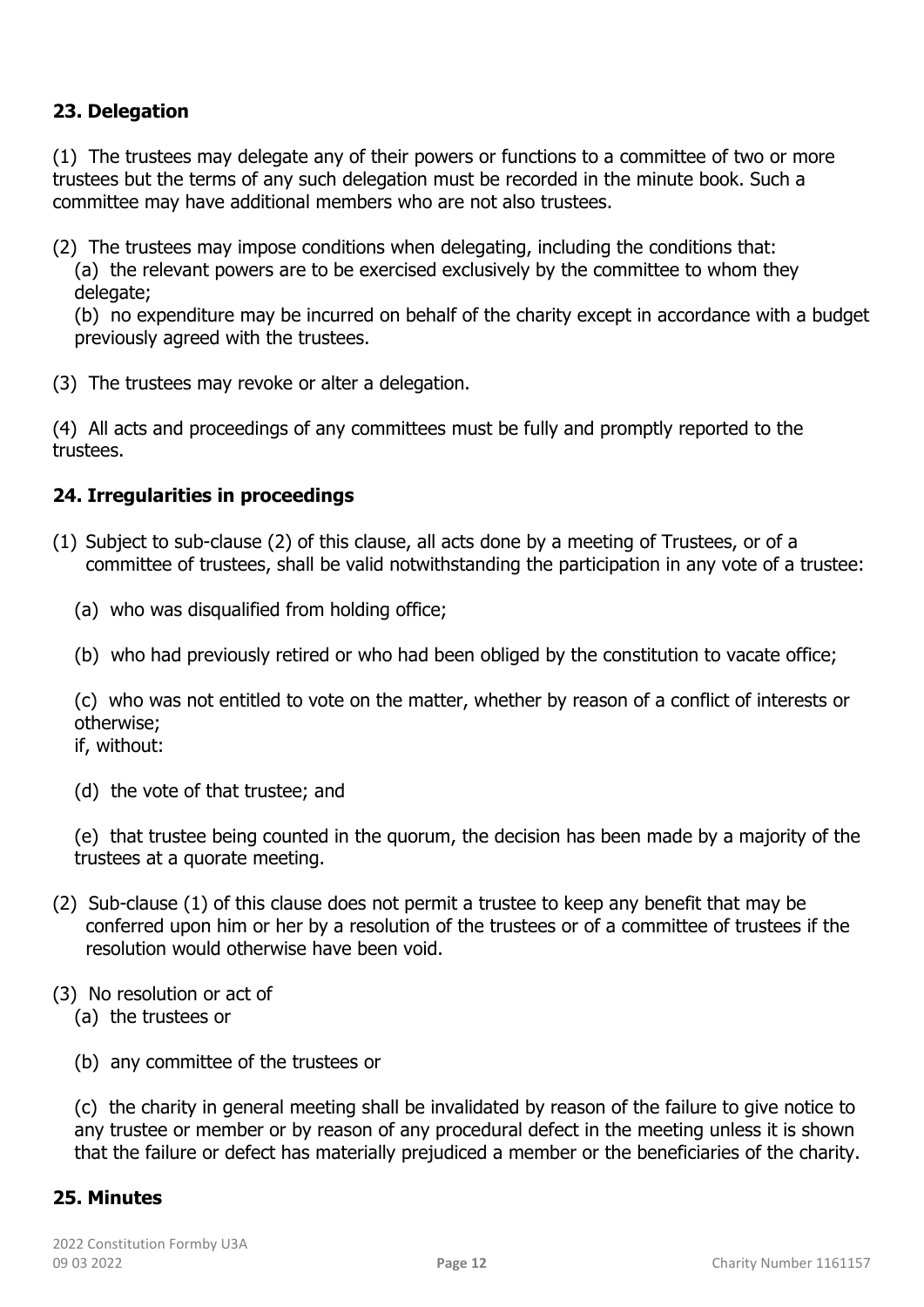## 23. Delegation

(1) The trustees may delegate any of their powers or functions to a committee of two or more trustees but the terms of any such delegation must be recorded in the minute book. Such a committee may have additional members who are not also trustees.

(2) The trustees may impose conditions when delegating, including the conditions that:

(a) the relevant powers are to be exercised exclusively by the committee to whom they delegate;

(b) no expenditure may be incurred on behalf of the charity except in accordance with a budget previously agreed with the trustees.

(3) The trustees may revoke or alter a delegation.

(4) All acts and proceedings of any committees must be fully and promptly reported to the trustees.

## 24. Irregularities in proceedings

(1) Subject to sub-clause (2) of this clause, all acts done by a meeting of Trustees, or of a committee of trustees, shall be valid notwithstanding the participation in any vote of a trustee:

(a) who was disqualified from holding office;

(b) who had previously retired or who had been obliged by the constitution to vacate office;

(c) who was not entitled to vote on the matter, whether by reason of a conflict of interests or otherwise;

if, without:

(d) the vote of that trustee; and

(e) that trustee being counted in the quorum, the decision has been made by a majority of the trustees at a quorate meeting.

(2) Sub-clause (1) of this clause does not permit a trustee to keep any benefit that may be conferred upon him or her by a resolution of the trustees or of a committee of trustees if the resolution would otherwise have been void.

(3) No resolution or act of

(a) the trustees or

(b) any committee of the trustees or

(c) the charity in general meeting shall be invalidated by reason of the failure to give notice to any trustee or member or by reason of any procedural defect in the meeting unless it is shown that the failure or defect has materially prejudiced a member or the beneficiaries of the charity.

## 25. Minutes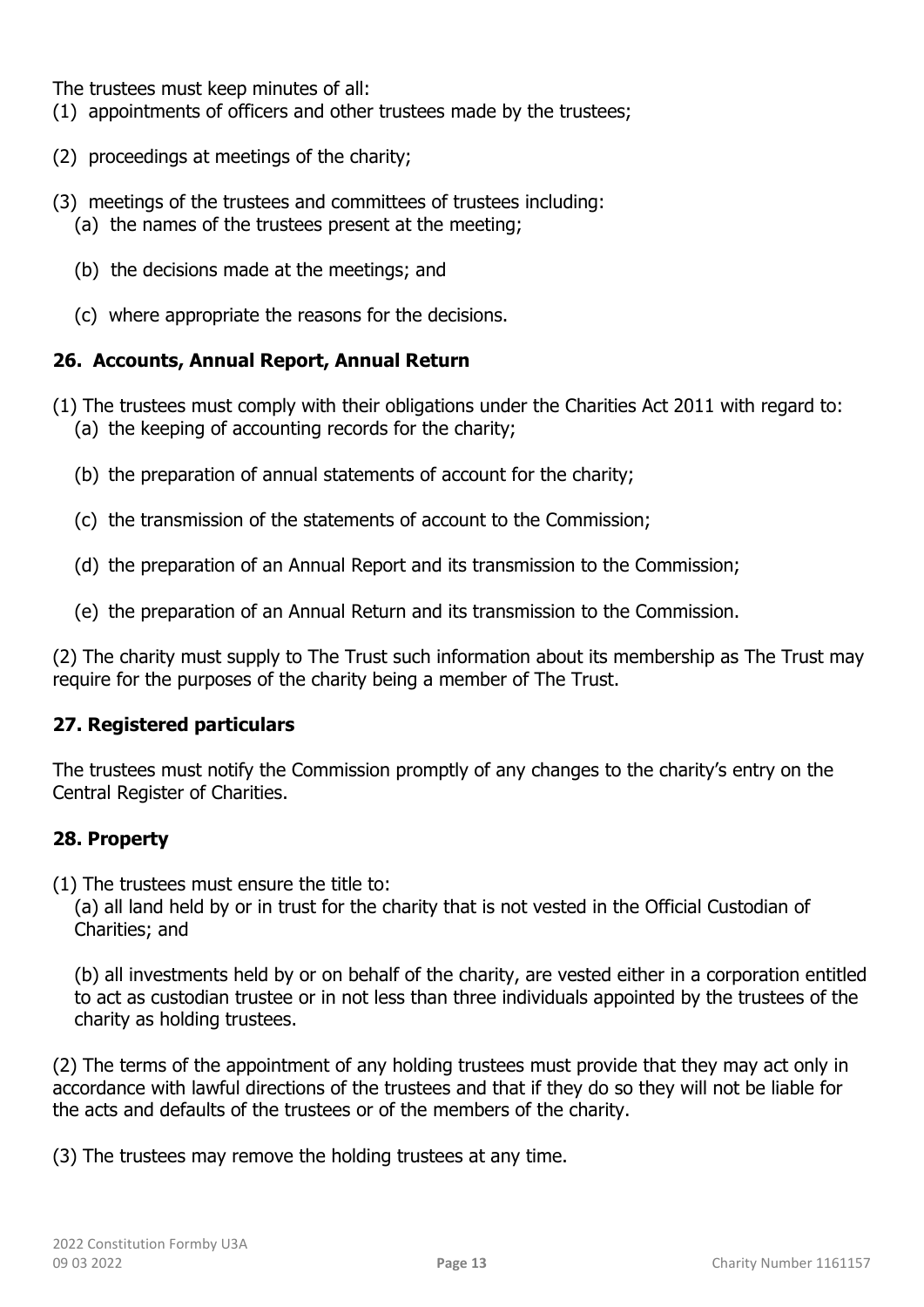The trustees must keep minutes of all:

(1) appointments of officers and other trustees made by the trustees;

(2) proceedings at meetings of the charity;

(3) meetings of the trustees and committees of trustees including:

   (a) the names of the trustees present at the meeting;

   (b) the decisions made at the meetings; and

   (c) where appropriate the reasons for the decisions.

### 26. Accounts, Annual Report, Annual Return

(1) The trustees must comply with their obligations under the Charities Act 2011 with regard to:

   (a) the keeping of accounting records for the charity;

   (b) the preparation of annual statements of account for the charity;

   (c) the transmission of the statements of account to the Commission;

   (d) the preparation of an Annual Report and its transmission to the Commission;

   (e) the preparation of an Annual Return and its transmission to the Commission.

(2) The charity must supply to The Trust such information about its membership as The Trust may require for the purposes of the charity being a member of The Trust.

### 27. Registered particulars

The trustees must notify the Commission promptly of any changes to the charity's entry on the Central Register of Charities.

### 28. Property

(1) The trustees must ensure the title to:

   (a) all land held by or in trust for the charity that is not vested in the Official Custodian of Charities; and

   (b) all investments held by or on behalf of the charity, are vested either in a corporation entitled to act as custodian trustee or in not less than three individuals appointed by the trustees of the charity as holding trustees.

(2) The terms of the appointment of any holding trustees must provide that they may act only in accordance with lawful directions of the trustees and that if they do so they will not be liable for the acts and defaults of the trustees or of the members of the charity.

(3) The trustees may remove the holding trustees at any time.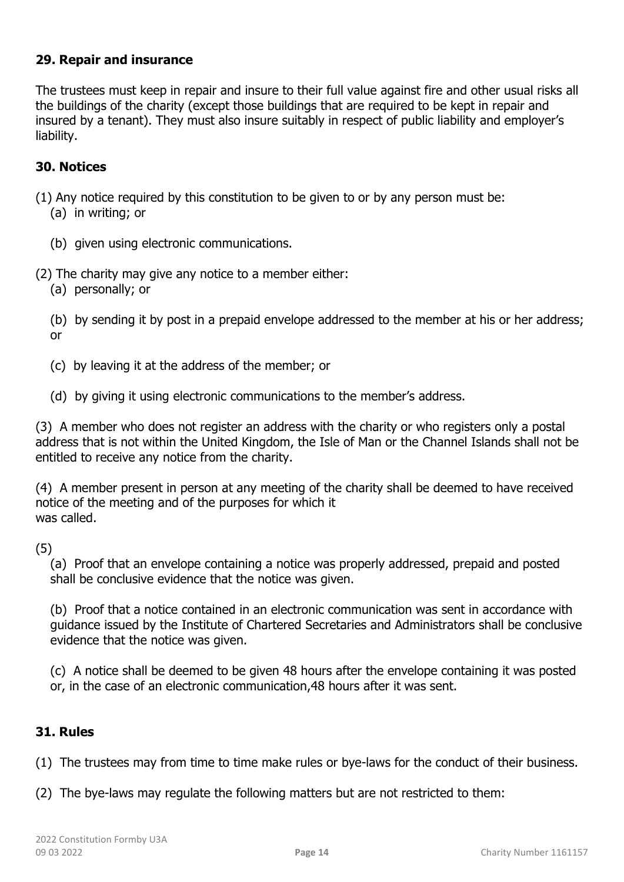### 29. Repair and insurance

The trustees must keep in repair and insure to their full value against fire and other usual risks all the buildings of the charity (except those buildings that are required to be kept in repair and insured by a tenant). They must also insure suitably in respect of public liability and employer's liability.

### 30. Notices

(1) Any notice required by this constitution to be given to or by any person must be:

(a) in writing; or

(b) given using electronic communications.

(2) The charity may give any notice to a member either:

(a) personally; or

(b) by sending it by post in a prepaid envelope addressed to the member at his or her address; or

(c) by leaving it at the address of the member; or

(d) by giving it using electronic communications to the member's address.

(3) A member who does not register an address with the charity or who registers only a postal address that is not within the United Kingdom, the Isle of Man or the Channel Islands shall not be entitled to receive any notice from the charity.

(4) A member present in person at any meeting of the charity shall be deemed to have received notice of the meeting and of the purposes for which it was called.

(5)

(a) Proof that an envelope containing a notice was properly addressed, prepaid and posted shall be conclusive evidence that the notice was given.

(b) Proof that a notice contained in an electronic communication was sent in accordance with guidance issued by the Institute of Chartered Secretaries and Administrators shall be conclusive evidence that the notice was given.

(c) A notice shall be deemed to be given 48 hours after the envelope containing it was posted or, in the case of an electronic communication,48 hours after it was sent.

### 31. Rules

(1) The trustees may from time to time make rules or bye-laws for the conduct of their business.

(2) The bye-laws may regulate the following matters but are not restricted to them: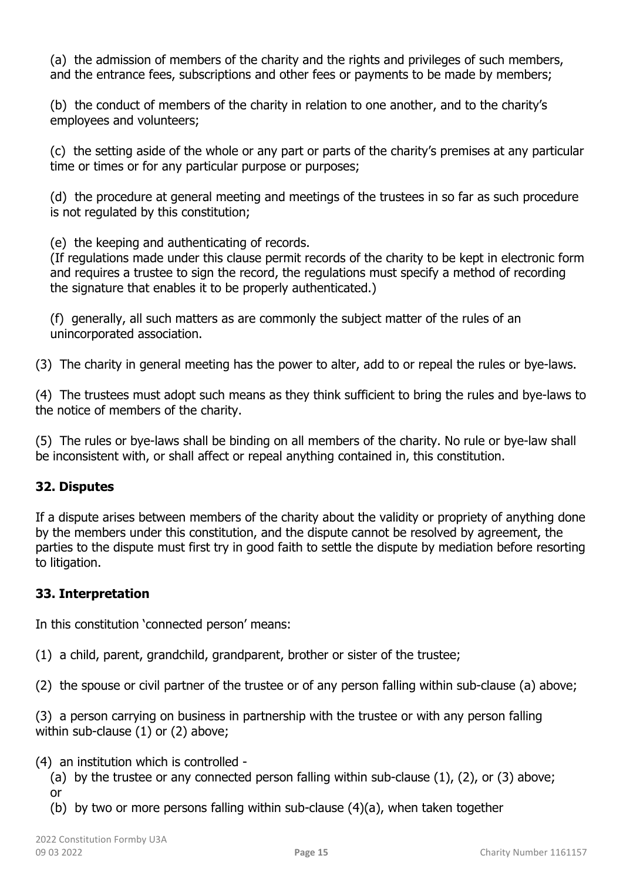(a) the admission of members of the charity and the rights and privileges of such members, and the entrance fees, subscriptions and other fees or payments to be made by members;

(b) the conduct of members of the charity in relation to one another, and to the charity's employees and volunteers;

(c) the setting aside of the whole or any part or parts of the charity's premises at any particular time or times or for any particular purpose or purposes;

(d) the procedure at general meeting and meetings of the trustees in so far as such procedure is not regulated by this constitution;

(e) the keeping and authenticating of records.
(If regulations made under this clause permit records of the charity to be kept in electronic form and requires a trustee to sign the record, the regulations must specify a method of recording the signature that enables it to be properly authenticated.)

(f) generally, all such matters as are commonly the subject matter of the rules of an unincorporated association.

(3) The charity in general meeting has the power to alter, add to or repeal the rules or bye-laws.

(4) The trustees must adopt such means as they think sufficient to bring the rules and bye-laws to the notice of members of the charity.

(5) The rules or bye-laws shall be binding on all members of the charity. No rule or bye-law shall be inconsistent with, or shall affect or repeal anything contained in, this constitution.

### 32. Disputes

If a dispute arises between members of the charity about the validity or propriety of anything done by the members under this constitution, and the dispute cannot be resolved by agreement, the parties to the dispute must first try in good faith to settle the dispute by mediation before resorting to litigation.

### 33. Interpretation

In this constitution 'connected person' means:

(1) a child, parent, grandchild, grandparent, brother or sister of the trustee;

(2) the spouse or civil partner of the trustee or of any person falling within sub-clause (a) above;

(3) a person carrying on business in partnership with the trustee or with any person falling within sub-clause (1) or (2) above;

(4) an institution which is controlled -
(a) by the trustee or any connected person falling within sub-clause (1), (2), or (3) above; or
(b) by two or more persons falling within sub-clause (4)(a), when taken together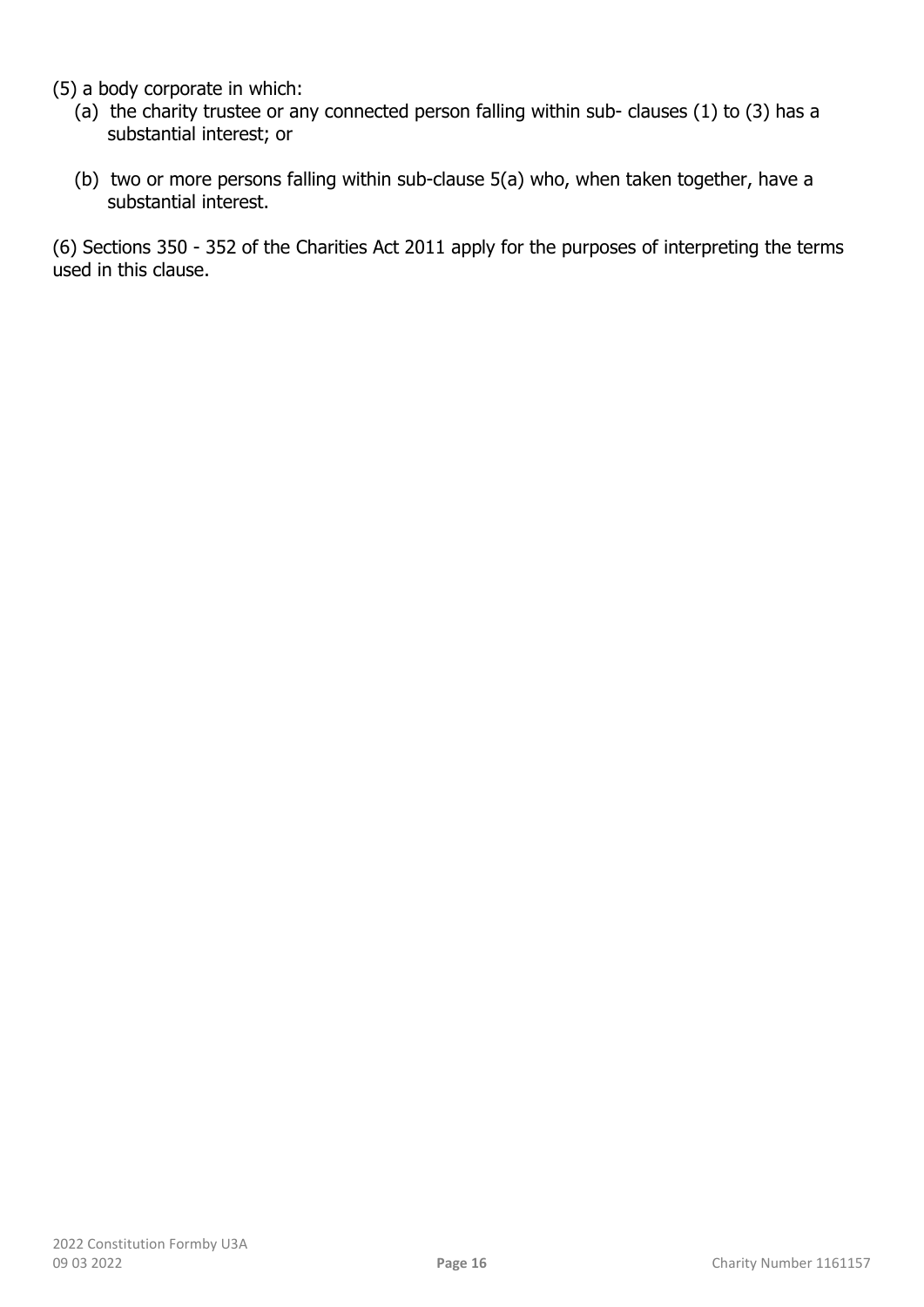(5) a body corporate in which:

   (a) the charity trustee or any connected person falling within sub- clauses (1) to (3) has a substantial interest; or

   (b) two or more persons falling within sub-clause 5(a) who, when taken together, have a substantial interest.

(6) Sections 350 - 352 of the Charities Act 2011 apply for the purposes of interpreting the terms used in this clause.